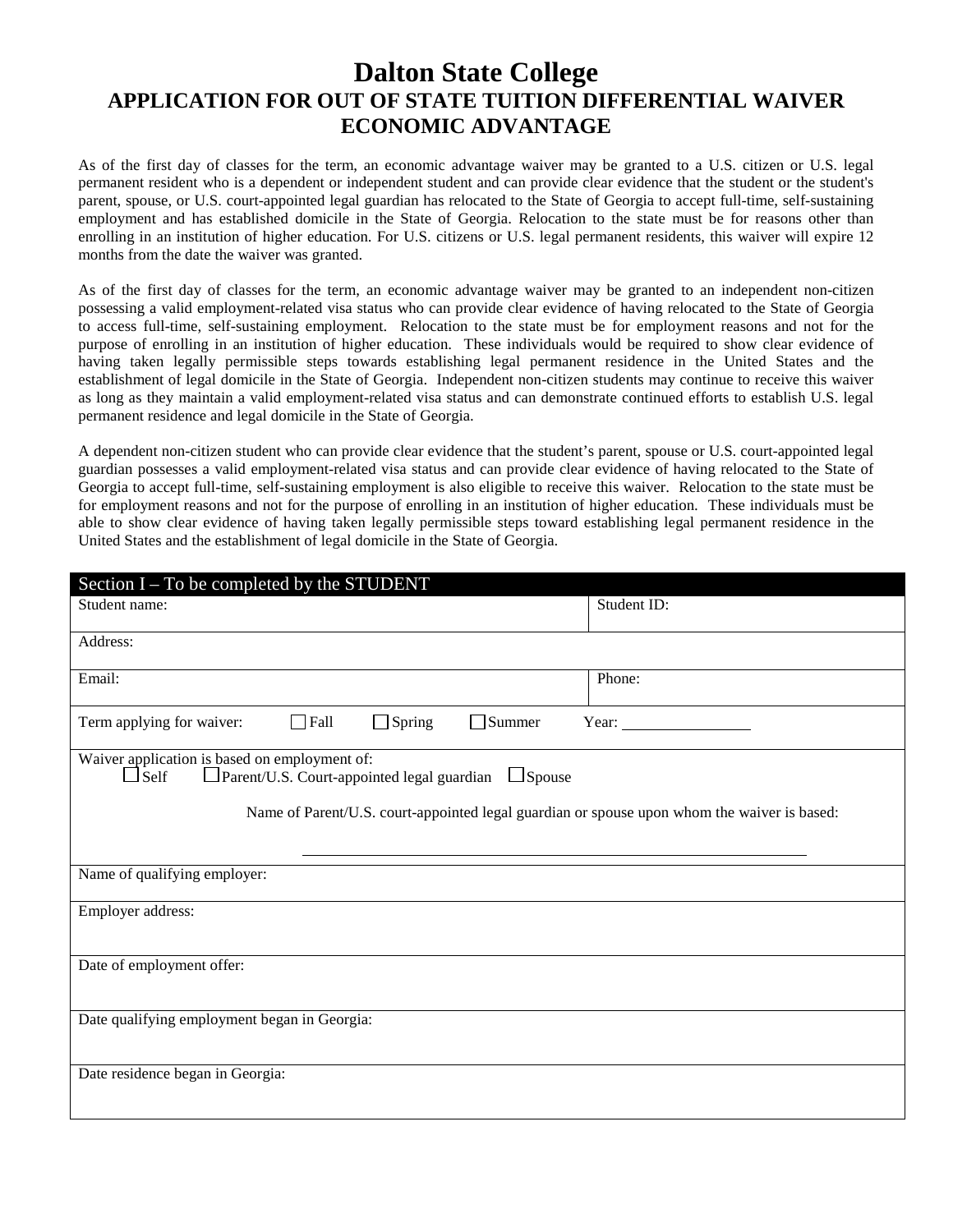# Dalton State College

## APPLICATION FOR OUT OF STATE TUITION DIFFERENTIAL WAIVER ECONOMIC ADVANTAGE

As of the first day of classes for the term, an economic advantage waiver may be granted to a U.S. citizen or U.S. legal permanent resident who is a dependent or independent student and can provide clear evidence that the student or the student's parent, spouse, or U.S. court-appointed legal guardian has relocated to the State of Georgia to accept full-time, self-sustaining employment and has established domicile in the State of Georgia. Relocation to the state must be for reasons other than enrolling in an institution of higher education. For U.S. citizens or U.S. legal permanent residents, this waiver will expire 12 months from the date the waiver was granted.

As of the first day of classes for the term, an economic advantage waiver may be granted to an independent non-citizen possessing a valid employment-related visa status who can provide clear evidence of having relocated to the State of Georgia to access full-time, self-sustaining employment. Relocation to the state must be for employment reasons and not for the purpose of enrolling in an institution of higher education. These individuals would be required to show clear evidence of having taken legally permissible steps towards establishing legal permanent residence in the United States and the establishment of legal domicile in the State of Georgia. Independent non-citizen students may continue to receive this waiver as long as they maintain a valid employment-related visa status and can demonstrate continued efforts to establish U.S. legal permanent residence and legal domicile in the State of Georgia.

A dependent non-citizen student who can provide clear evidence that the student's parent, spouse or U.S. court-appointed legal guardian possesses a valid employment-related visa status and can provide clear evidence of having relocated to the State of Georgia to accept full-time, self-sustaining employment is also eligible to receive this waiver. Relocation to the state must be for employment reasons and not for the purpose of enrolling in an institution of higher education. These individuals must be able to show clear evidence of having taken legally permissible steps toward establishing legal permanent residence in the United States and the establishment of legal domicile in the State of Georgia.

| Section I – To be completed by the STUDENT | |
|---|---|
| Student name: | Student ID: |
| Address: | |
| Email: | Phone: |
| Term applying for waiver: ☐ Fall ☐ Spring ☐ Summer Year: ________ | |
| Waiver application is based on employment of: ☐ Self ☐ Parent/U.S. Court-appointed legal guardian ☐ Spouse<br><br>Name of Parent/U.S. court-appointed legal guardian or spouse upon whom the waiver is based: ________________________ | |
| Name of qualifying employer: | |
| Employer address: | |
| Date of employment offer: | |
| Date qualifying employment began in Georgia: | |
| Date residence began in Georgia: | |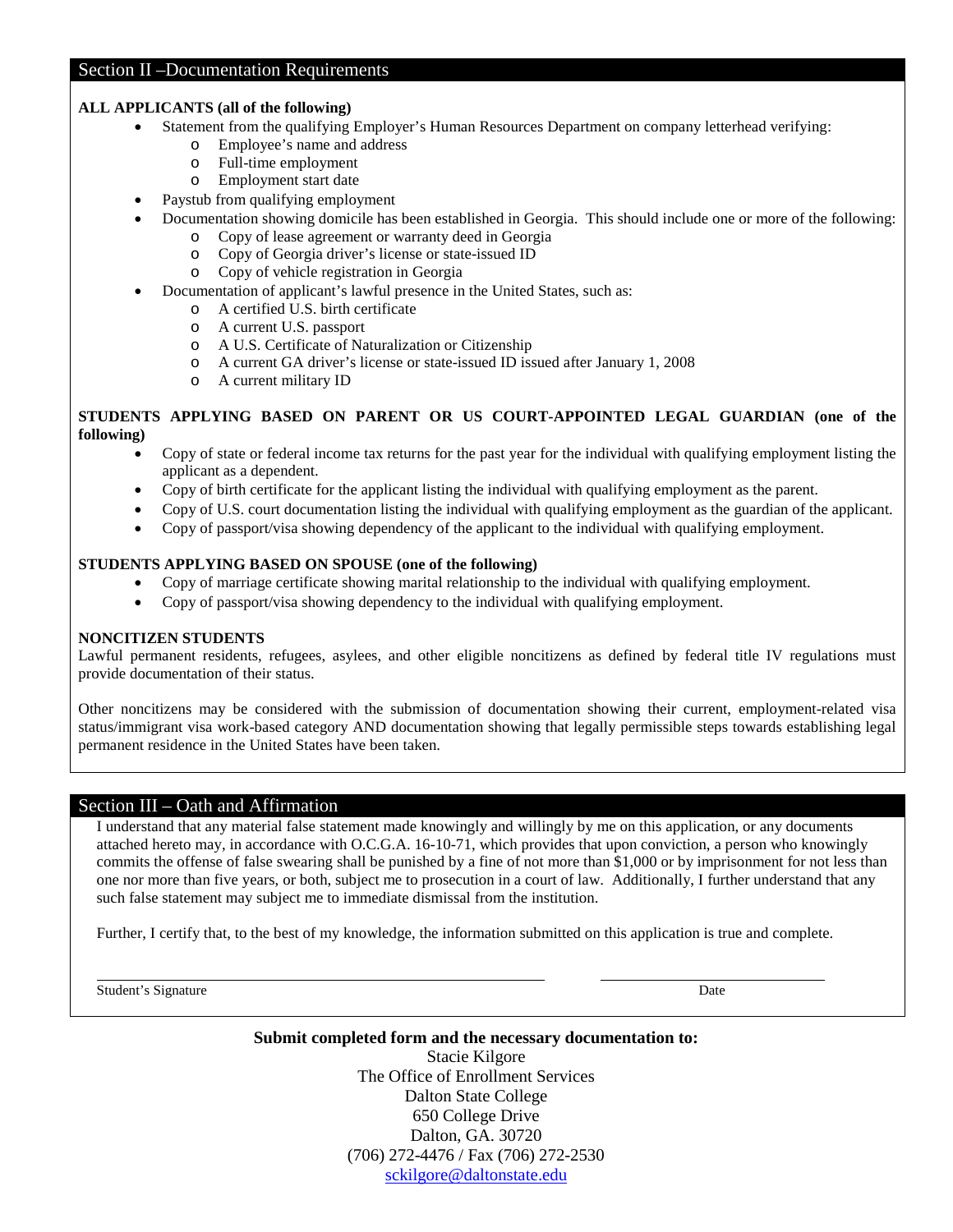## Section II –Documentation Requirements

**ALL APPLICANTS (all of the following)**

- Statement from the qualifying Employer's Human Resources Department on company letterhead verifying:
  - Employee's name and address
  - Full-time employment
  - Employment start date
- Paystub from qualifying employment
- Documentation showing domicile has been established in Georgia. This should include one or more of the following:
  - Copy of lease agreement or warranty deed in Georgia
  - Copy of Georgia driver's license or state-issued ID
  - Copy of vehicle registration in Georgia
- Documentation of applicant's lawful presence in the United States, such as:
  - A certified U.S. birth certificate
  - A current U.S. passport
  - A U.S. Certificate of Naturalization or Citizenship
  - A current GA driver's license or state-issued ID issued after January 1, 2008
  - A current military ID

**STUDENTS APPLYING BASED ON PARENT OR US COURT-APPOINTED LEGAL GUARDIAN (one of the following)**

- Copy of state or federal income tax returns for the past year for the individual with qualifying employment listing the applicant as a dependent.
- Copy of birth certificate for the applicant listing the individual with qualifying employment as the parent.
- Copy of U.S. court documentation listing the individual with qualifying employment as the guardian of the applicant.
- Copy of passport/visa showing dependency of the applicant to the individual with qualifying employment.

**STUDENTS APPLYING BASED ON SPOUSE (one of the following)**

- Copy of marriage certificate showing marital relationship to the individual with qualifying employment.
- Copy of passport/visa showing dependency to the individual with qualifying employment.

**NONCITIZEN STUDENTS**

Lawful permanent residents, refugees, asylees, and other eligible noncitizens as defined by federal title IV regulations must provide documentation of their status.

Other noncitizens may be considered with the submission of documentation showing their current, employment-related visa status/immigrant visa work-based category AND documentation showing that legally permissible steps towards establishing legal permanent residence in the United States have been taken.

## Section III – Oath and Affirmation

I understand that any material false statement made knowingly and willingly by me on this application, or any documents attached hereto may, in accordance with O.C.G.A. 16-10-71, which provides that upon conviction, a person who knowingly commits the offense of false swearing shall be punished by a fine of not more than $1,000 or by imprisonment for not less than one nor more than five years, or both, subject me to prosecution in a court of law. Additionally, I further understand that any such false statement may subject me to immediate dismissal from the institution.

Further, I certify that, to the best of my knowledge, the information submitted on this application is true and complete.

\_\_\_\_\_\_\_\_\_\_\_\_\_\_\_\_\_\_\_\_\_\_\_\_\_\_\_\_\_\_\_\_\_\_\_\_\_\_\_\_ \_\_\_\_\_\_\_\_\_\_\_\_\_\_\_\_\_\_\_\_
Student's Signature Date

**Submit completed form and the necessary documentation to:**

Stacie Kilgore
The Office of Enrollment Services
Dalton State College
650 College Drive
Dalton, GA. 30720
(706) 272-4476 / Fax (706) 272-2530
sckilgore@daltonstate.edu